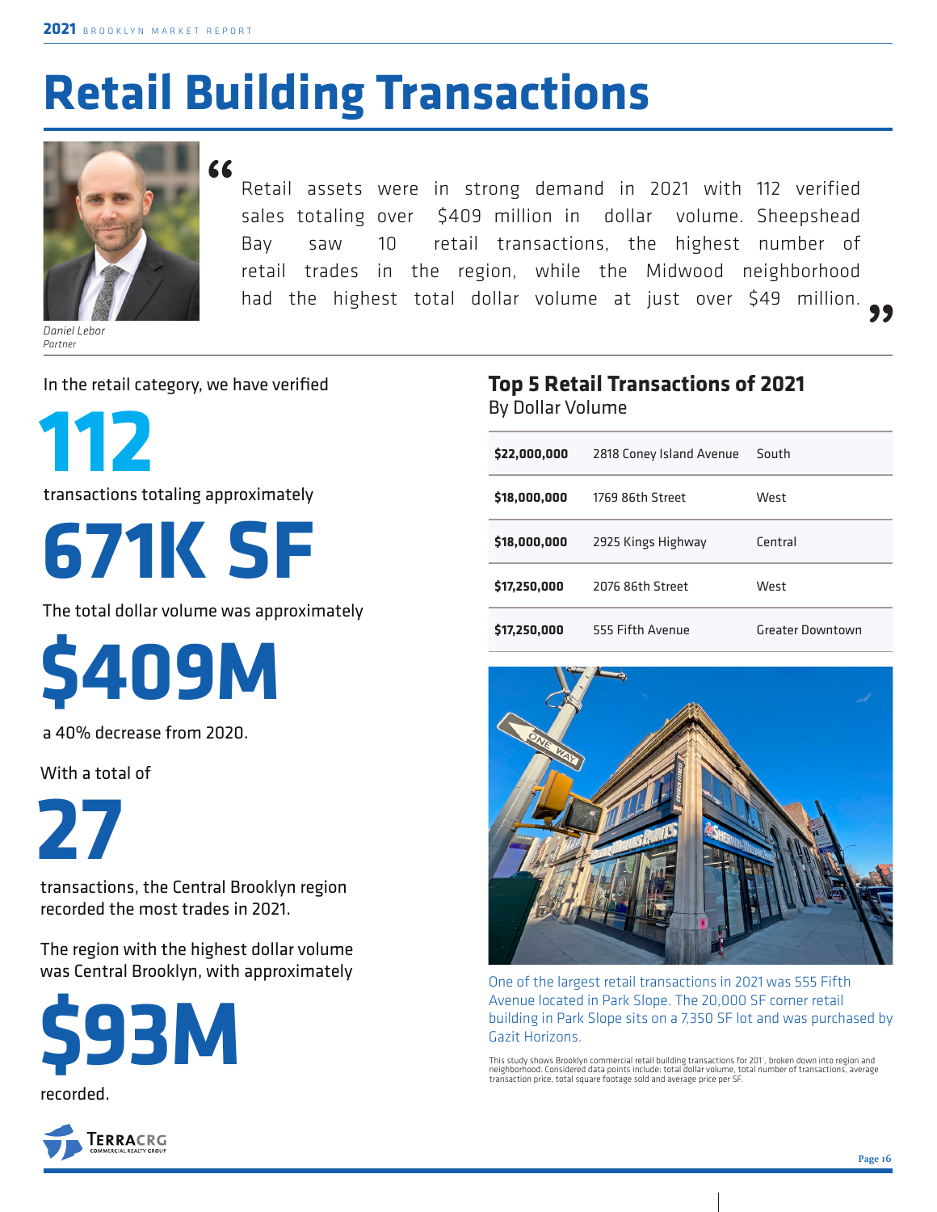# Retail Building Transactions

> "Retail assets were in strong demand in 2021 with 112 verified sales totaling over $409 million in dollar volume. Sheepshead Bay saw 10 retail transactions, the highest number of retail trades in the region, while the Midwood neighborhood had the highest total dollar volume at just over $49 million."

*Daniel Lebor*
*Partner*

In the retail category, we have verified

**112**

transactions totaling approximately

**671K SF**

The total dollar volume was approximately

**$409M**

a 40% decrease from 2020.

With a total of

**27**

transactions, the Central Brooklyn region recorded the most trades in 2021.

The region with the highest dollar volume was Central Brooklyn, with approximately

**$93M**

recorded.

## Top 5 Retail Transactions of 2021

By Dollar Volume

| Price | Address | Region |
|---|---|---|
| **$22,000,000** | 2818 Coney Island Avenue | South |
| **$18,000,000** | 1769 86th Street | West |
| **$18,000,000** | 2925 Kings Highway | Central |
| **$17,250,000** | 2076 86th Street | West |
| **$17,250,000** | 555 Fifth Avenue | Greater Downtown |

One of the largest retail transactions in 2021 was 555 Fifth Avenue located in Park Slope. The 20,000 SF corner retail building in Park Slope sits on a 7,350 SF lot and was purchased by Gazit Horizons.

This study shows Brooklyn commercial retail building transactions for 201`, broken down into region and neighborhood. Considered data points include: total dollar volume, total number of transactions, average transaction price, total square footage sold and average price per SF.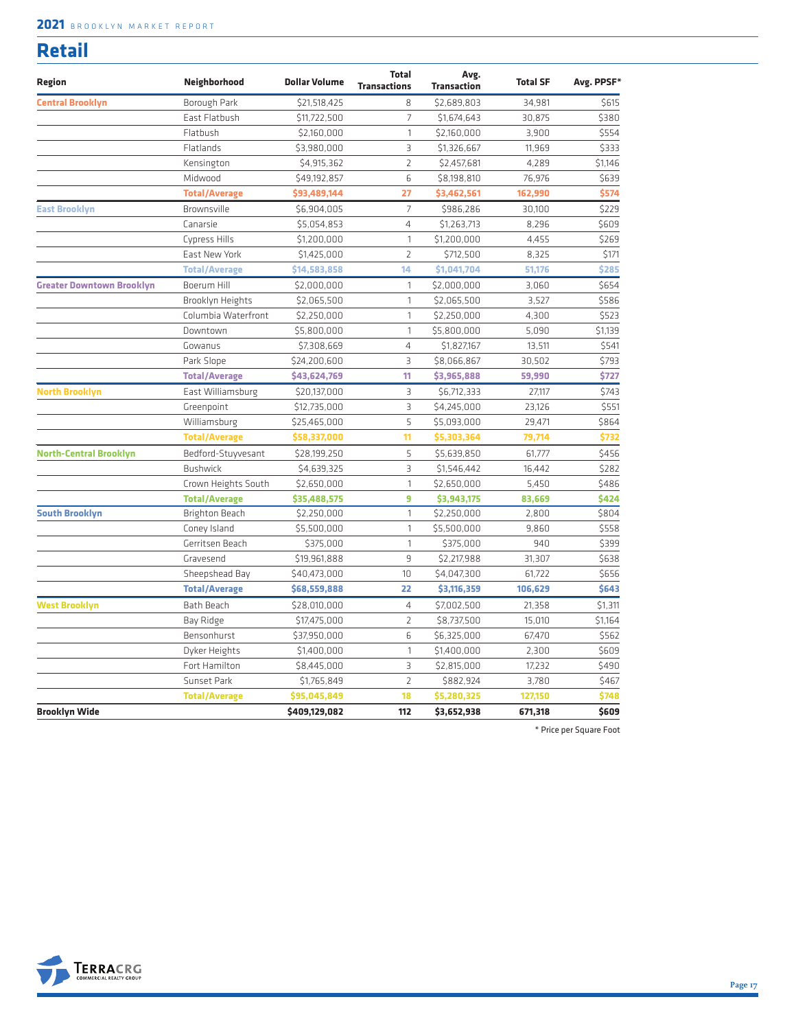# Retail

| Region | Neighborhood | Dollar Volume | Total Transactions | Avg. Transaction | Total SF | Avg. PPSF* |
|---|---|---|---|---|---|---|
| **Central Brooklyn** | Borough Park | $21,518,425 | 8 | $2,689,803 | 34,981 | $615 |
| | East Flatbush | $11,722,500 | 7 | $1,674,643 | 30,875 | $380 |
| | Flatbush | $2,160,000 | 1 | $2,160,000 | 3,900 | $554 |
| | Flatlands | $3,980,000 | 3 | $1,326,667 | 11,969 | $333 |
| | Kensington | $4,915,362 | 2 | $2,457,681 | 4,289 | $1,146 |
| | Midwood | $49,192,857 | 6 | $8,198,810 | 76,976 | $639 |
| | **Total/Average** | **$93,489,144** | **27** | **$3,462,561** | **162,990** | **$574** |
| **East Brooklyn** | Brownsville | $6,904,005 | 7 | $986,286 | 30,100 | $229 |
| | Canarsie | $5,054,853 | 4 | $1,263,713 | 8,296 | $609 |
| | Cypress Hills | $1,200,000 | 1 | $1,200,000 | 4,455 | $269 |
| | East New York | $1,425,000 | 2 | $712,500 | 8,325 | $171 |
| | **Total/Average** | **$14,583,858** | **14** | **$1,041,704** | **51,176** | **$285** |
| **Greater Downtown Brooklyn** | Boerum Hill | $2,000,000 | 1 | $2,000,000 | 3,060 | $654 |
| | Brooklyn Heights | $2,065,500 | 1 | $2,065,500 | 3,527 | $586 |
| | Columbia Waterfront | $2,250,000 | 1 | $2,250,000 | 4,300 | $523 |
| | Downtown | $5,800,000 | 1 | $5,800,000 | 5,090 | $1,139 |
| | Gowanus | $7,308,669 | 4 | $1,827,167 | 13,511 | $541 |
| | Park Slope | $24,200,600 | 3 | $8,066,867 | 30,502 | $793 |
| | **Total/Average** | **$43,624,769** | **11** | **$3,965,888** | **59,990** | **$727** |
| **North Brooklyn** | East Williamsburg | $20,137,000 | 3 | $6,712,333 | 27,117 | $743 |
| | Greenpoint | $12,735,000 | 3 | $4,245,000 | 23,126 | $551 |
| | Williamsburg | $25,465,000 | 5 | $5,093,000 | 29,471 | $864 |
| | **Total/Average** | **$58,337,000** | **11** | **$5,303,364** | **79,714** | **$732** |
| **North-Central Brooklyn** | Bedford-Stuyvesant | $28,199,250 | 5 | $5,639,850 | 61,777 | $456 |
| | Bushwick | $4,639,325 | 3 | $1,546,442 | 16,442 | $282 |
| | Crown Heights South | $2,650,000 | 1 | $2,650,000 | 5,450 | $486 |
| | **Total/Average** | **$35,488,575** | **9** | **$3,943,175** | **83,669** | **$424** |
| **South Brooklyn** | Brighton Beach | $2,250,000 | 1 | $2,250,000 | 2,800 | $804 |
| | Coney Island | $5,500,000 | 1 | $5,500,000 | 9,860 | $558 |
| | Gerritsen Beach | $375,000 | 1 | $375,000 | 940 | $399 |
| | Gravesend | $19,961,888 | 9 | $2,217,988 | 31,307 | $638 |
| | Sheepshead Bay | $40,473,000 | 10 | $4,047,300 | 61,722 | $656 |
| | **Total/Average** | **$68,559,888** | **22** | **$3,116,359** | **106,629** | **$643** |
| **West Brooklyn** | Bath Beach | $28,010,000 | 4 | $7,002,500 | 21,358 | $1,311 |
| | Bay Ridge | $17,475,000 | 2 | $8,737,500 | 15,010 | $1,164 |
| | Bensonhurst | $37,950,000 | 6 | $6,325,000 | 67,470 | $562 |
| | Dyker Heights | $1,400,000 | 1 | $1,400,000 | 2,300 | $609 |
| | Fort Hamilton | $8,445,000 | 3 | $2,815,000 | 17,232 | $490 |
| | Sunset Park | $1,765,849 | 2 | $882,924 | 3,780 | $467 |
| | **Total/Average** | **$95,045,849** | **18** | **$5,280,325** | **127,150** | **$748** |
| **Brooklyn Wide** | | **$409,129,082** | **112** | **$3,652,938** | **671,318** | **$609** |

* Price per Square Foot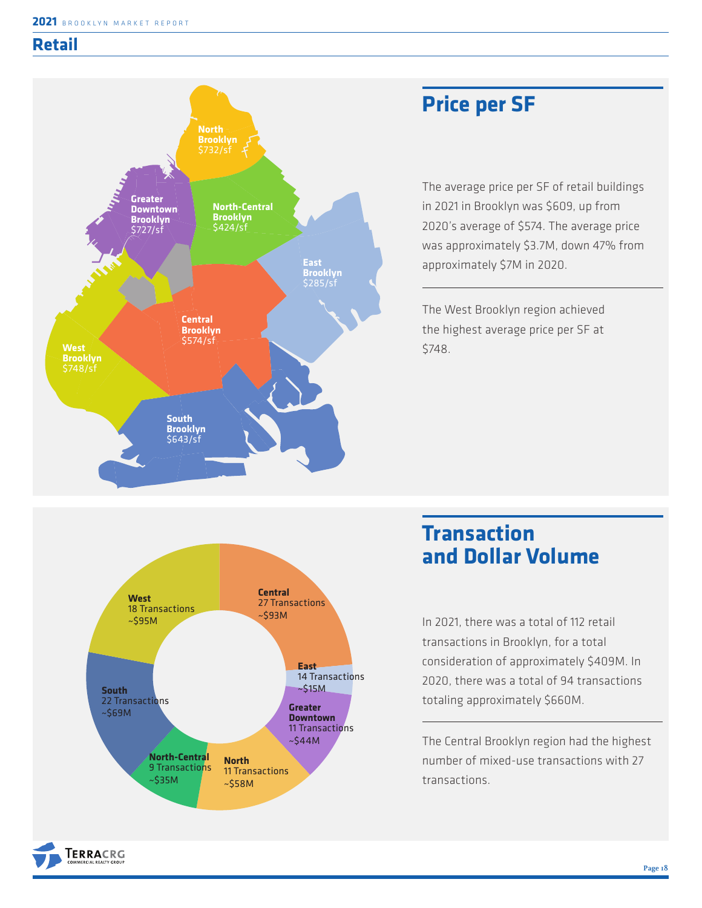## Retail

North Brooklyn $732/sf

Greater Downtown Brooklyn $727/sf

North-Central Brooklyn $424/sf

East Brooklyn $285/sf

Central Brooklyn $574/sf

West Brooklyn $748/sf

South Brooklyn $643/sf

## Price per SF

The average price per SF of retail buildings in 2021 in Brooklyn was $609, up from 2020's average of $574. The average price was approximately $3.7M, down 47% from approximately $7M in 2020.

The West Brooklyn region achieved the highest average price per SF at $748.

West
18 Transactions
~$95M

Central
27 Transactions
~$93M

East
14 Transactions
~$15M

Greater Downtown
11 Transactions
~$44M

North
11 Transactions
~$58M

North-Central
9 Transactions
~$35M

South
22 Transactions
~$69M

## Transaction and Dollar Volume

In 2021, there was a total of 112 retail transactions in Brooklyn, for a total consideration of approximately $409M. In 2020, there was a total of 94 transactions totaling approximately $660M.

The Central Brooklyn region had the highest number of mixed-use transactions with 27 transactions.